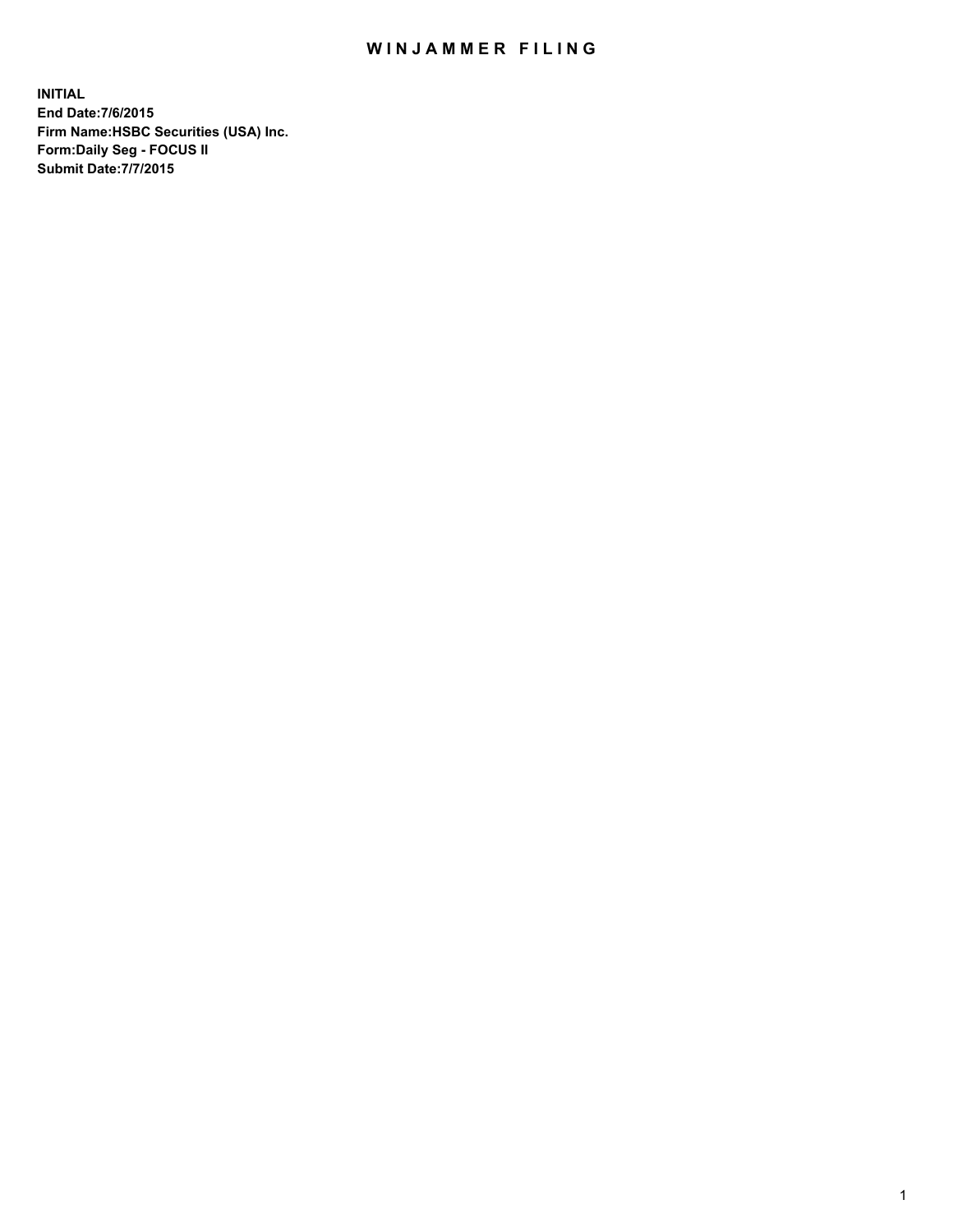# WINJAMMER FILING

**INITIAL**
**End Date:7/6/2015**
**Firm Name:HSBC Securities (USA) Inc.**
**Form:Daily Seg - FOCUS II**
**Submit Date:7/7/2015**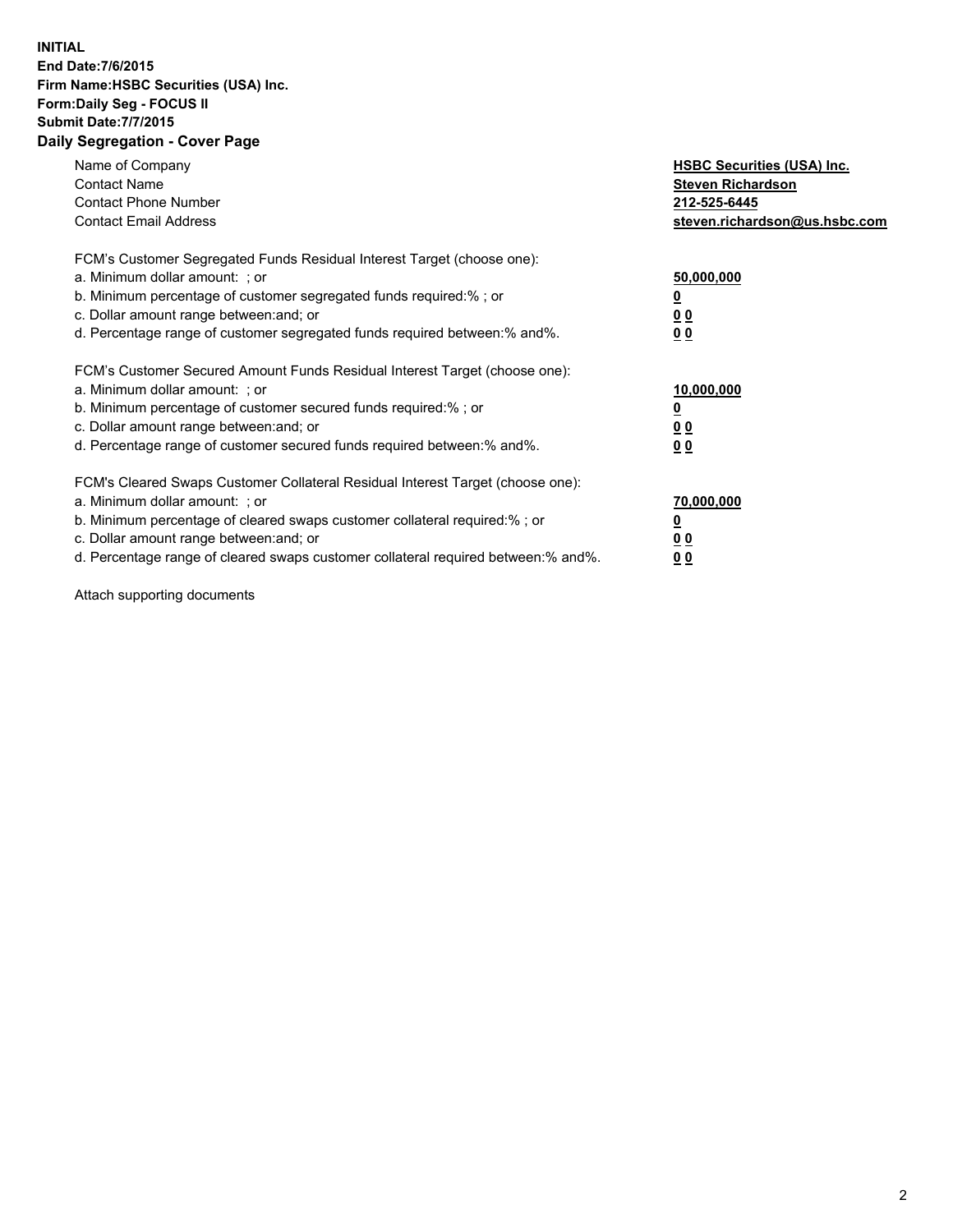**INITIAL**
**End Date:7/6/2015**
**Firm Name:HSBC Securities (USA) Inc.**
**Form:Daily Seg - FOCUS II**
**Submit Date:7/7/2015**

## Daily Segregation - Cover Page

| | |
|---|---|
| Name of Company | **HSBC Securities (USA) Inc.** |
| Contact Name | **Steven Richardson** |
| Contact Phone Number | **212-525-6445** |
| Contact Email Address | **steven.richardson@us.hsbc.com** |

FCM's Customer Segregated Funds Residual Interest Target (choose one):

| | |
|---|---|
| a. Minimum dollar amount: ; or | **50,000,000** |
| b. Minimum percentage of customer segregated funds required:% ; or | **0** |
| c. Dollar amount range between:and; or | **0 0** |
| d. Percentage range of customer segregated funds required between:% and%. | **0 0** |

FCM's Customer Secured Amount Funds Residual Interest Target (choose one):

| | |
|---|---|
| a. Minimum dollar amount: ; or | **10,000,000** |
| b. Minimum percentage of customer secured funds required:% ; or | **0** |
| c. Dollar amount range between:and; or | **0 0** |
| d. Percentage range of customer secured funds required between:% and%. | **0 0** |

FCM's Cleared Swaps Customer Collateral Residual Interest Target (choose one):

| | |
|---|---|
| a. Minimum dollar amount: ; or | **70,000,000** |
| b. Minimum percentage of cleared swaps customer collateral required:% ; or | **0** |
| c. Dollar amount range between:and; or | **0 0** |
| d. Percentage range of cleared swaps customer collateral required between:% and%. | **0 0** |

Attach supporting documents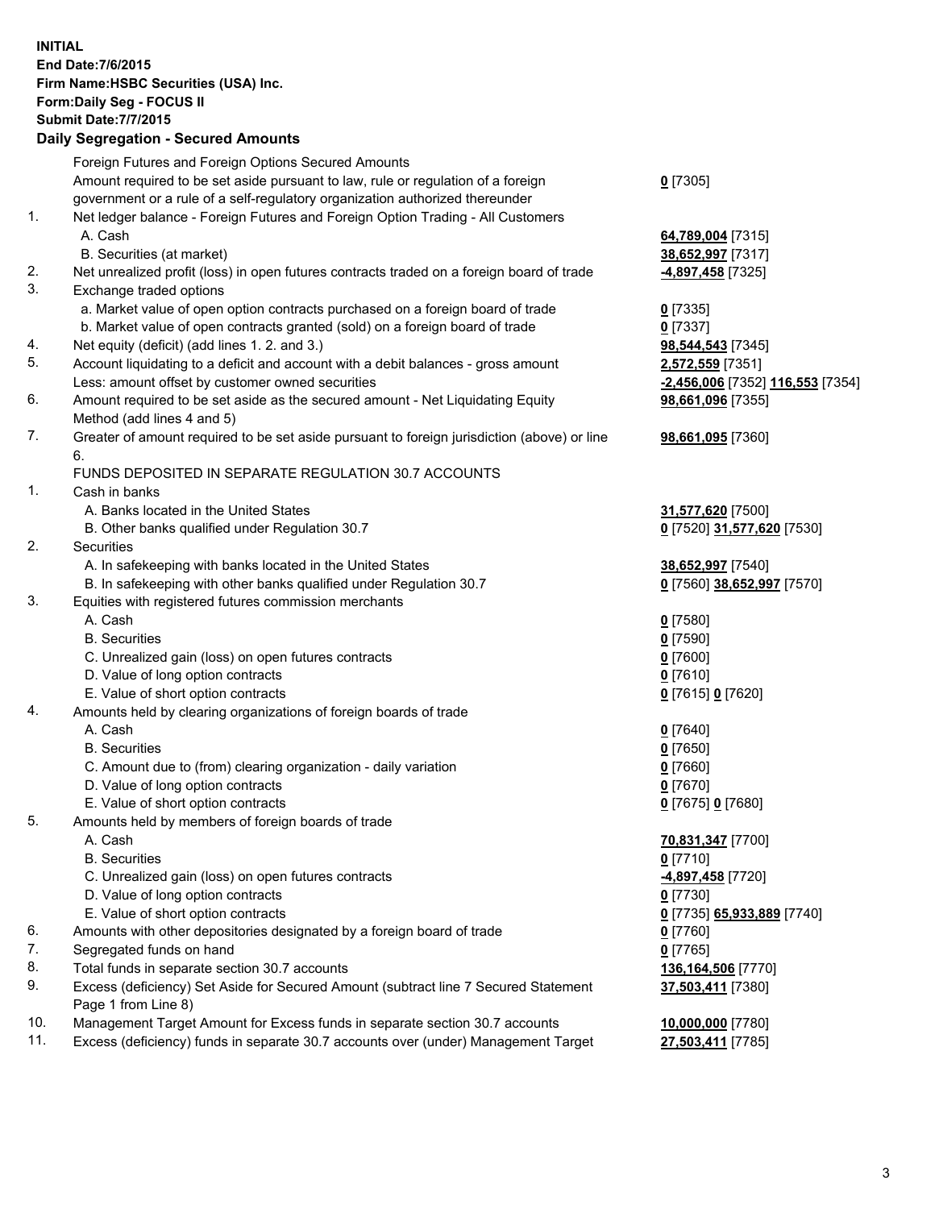**INITIAL**
**End Date:7/6/2015**
**Firm Name:HSBC Securities (USA) Inc.**
**Form:Daily Seg - FOCUS II**
**Submit Date:7/7/2015**

## Daily Segregation - Secured Amounts

| | | |
|---|---|---|
| | Foreign Futures and Foreign Options Secured Amounts | |
| | Amount required to be set aside pursuant to law, rule or regulation of a foreign government or a rule of a self-regulatory organization authorized thereunder | 0 [7305] |
| 1. | Net ledger balance - Foreign Futures and Foreign Option Trading - All Customers | |
| | A. Cash | 64,789,004 [7315] |
| | B. Securities (at market) | 38,652,997 [7317] |
| 2. | Net unrealized profit (loss) in open futures contracts traded on a foreign board of trade | -4,897,458 [7325] |
| 3. | Exchange traded options | |
| | a. Market value of open option contracts purchased on a foreign board of trade | 0 [7335] |
| | b. Market value of open contracts granted (sold) on a foreign board of trade | 0 [7337] |
| 4. | Net equity (deficit) (add lines 1. 2. and 3.) | 98,544,543 [7345] |
| 5. | Account liquidating to a deficit and account with a debit balances - gross amount | 2,572,559 [7351] |
| | Less: amount offset by customer owned securities | -2,456,006 [7352] 116,553 [7354] |
| 6. | Amount required to be set aside as the secured amount - Net Liquidating Equity Method (add lines 4 and 5) | 98,661,096 [7355] |
| 7. | Greater of amount required to be set aside pursuant to foreign jurisdiction (above) or line 6. | 98,661,095 [7360] |
| | FUNDS DEPOSITED IN SEPARATE REGULATION 30.7 ACCOUNTS | |
| 1. | Cash in banks | |
| | A. Banks located in the United States | 31,577,620 [7500] |
| | B. Other banks qualified under Regulation 30.7 | 0 [7520] 31,577,620 [7530] |
| 2. | Securities | |
| | A. In safekeeping with banks located in the United States | 38,652,997 [7540] |
| | B. In safekeeping with other banks qualified under Regulation 30.7 | 0 [7560] 38,652,997 [7570] |
| 3. | Equities with registered futures commission merchants | |
| | A. Cash | 0 [7580] |
| | B. Securities | 0 [7590] |
| | C. Unrealized gain (loss) on open futures contracts | 0 [7600] |
| | D. Value of long option contracts | 0 [7610] |
| | E. Value of short option contracts | 0 [7615] 0 [7620] |
| 4. | Amounts held by clearing organizations of foreign boards of trade | |
| | A. Cash | 0 [7640] |
| | B. Securities | 0 [7650] |
| | C. Amount due to (from) clearing organization - daily variation | 0 [7660] |
| | D. Value of long option contracts | 0 [7670] |
| | E. Value of short option contracts | 0 [7675] 0 [7680] |
| 5. | Amounts held by members of foreign boards of trade | |
| | A. Cash | 70,831,347 [7700] |
| | B. Securities | 0 [7710] |
| | C. Unrealized gain (loss) on open futures contracts | -4,897,458 [7720] |
| | D. Value of long option contracts | 0 [7730] |
| | E. Value of short option contracts | 0 [7735] 65,933,889 [7740] |
| 6. | Amounts with other depositories designated by a foreign board of trade | 0 [7760] |
| 7. | Segregated funds on hand | 0 [7765] |
| 8. | Total funds in separate section 30.7 accounts | 136,164,506 [7770] |
| 9. | Excess (deficiency) Set Aside for Secured Amount (subtract line 7 Secured Statement Page 1 from Line 8) | 37,503,411 [7380] |
| 10. | Management Target Amount for Excess funds in separate section 30.7 accounts | 10,000,000 [7780] |
| 11. | Excess (deficiency) funds in separate 30.7 accounts over (under) Management Target | 27,503,411 [7785] |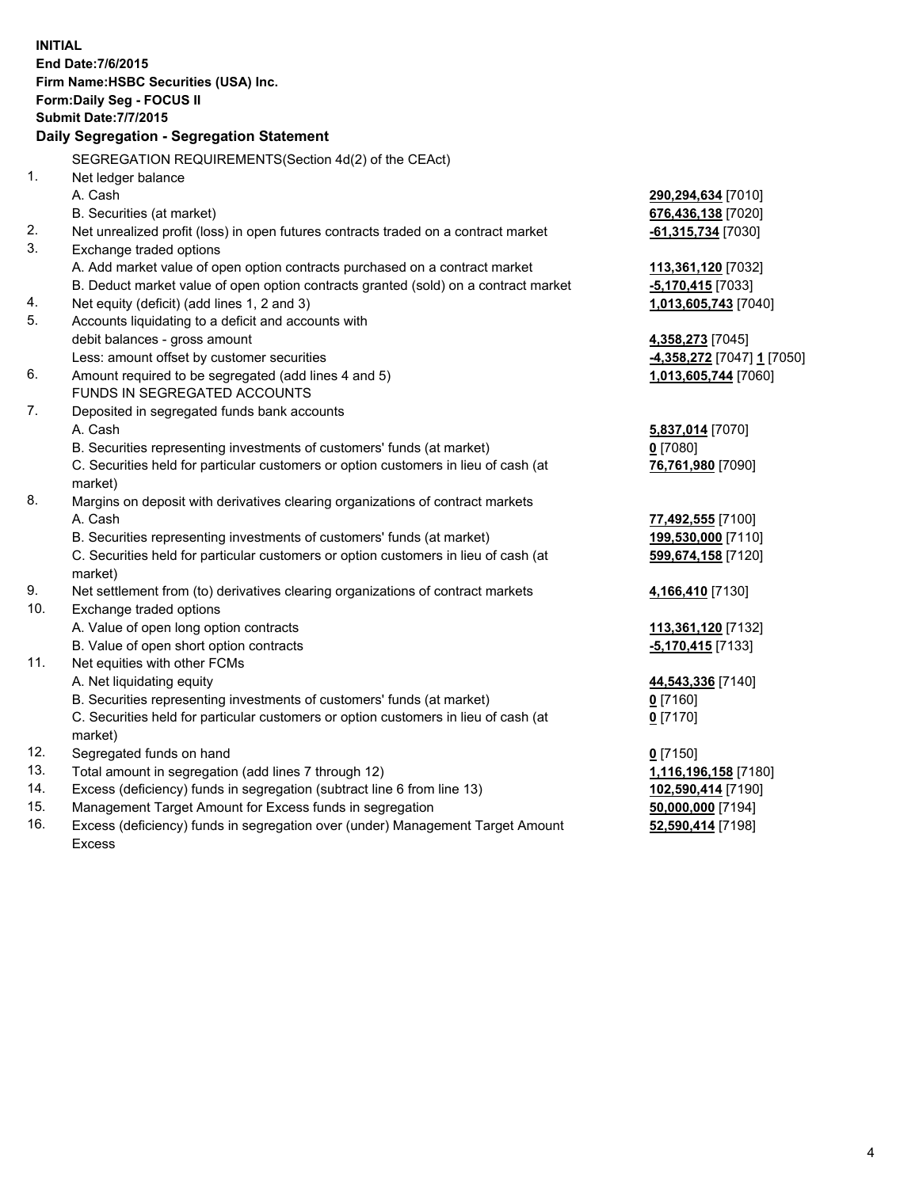**INITIAL**
**End Date:7/6/2015**
**Firm Name:HSBC Securities (USA) Inc.**
**Form:Daily Seg - FOCUS II**
**Submit Date:7/7/2015**

### Daily Segregation - Segregation Statement

| | | |
|---|---|---|
| | SEGREGATION REQUIREMENTS(Section 4d(2) of the CEAct) | |
| 1. | Net ledger balance | |
| | A. Cash | **290,294,634** [7010] |
| | B. Securities (at market) | **676,436,138** [7020] |
| 2. | Net unrealized profit (loss) in open futures contracts traded on a contract market | **-61,315,734** [7030] |
| 3. | Exchange traded options | |
| | A. Add market value of open option contracts purchased on a contract market | **113,361,120** [7032] |
| | B. Deduct market value of open option contracts granted (sold) on a contract market | **-5,170,415** [7033] |
| 4. | Net equity (deficit) (add lines 1, 2 and 3) | **1,013,605,743** [7040] |
| 5. | Accounts liquidating to a deficit and accounts with | |
| | debit balances - gross amount | **4,358,273** [7045] |
| | Less: amount offset by customer securities | **-4,358,272** [7047] **1** [7050] |
| 6. | Amount required to be segregated (add lines 4 and 5) | **1,013,605,744** [7060] |
| | FUNDS IN SEGREGATED ACCOUNTS | |
| 7. | Deposited in segregated funds bank accounts | |
| | A. Cash | **5,837,014** [7070] |
| | B. Securities representing investments of customers' funds (at market) | **0** [7080] |
| | C. Securities held for particular customers or option customers in lieu of cash (at market) | **76,761,980** [7090] |
| 8. | Margins on deposit with derivatives clearing organizations of contract markets | |
| | A. Cash | **77,492,555** [7100] |
| | B. Securities representing investments of customers' funds (at market) | **199,530,000** [7110] |
| | C. Securities held for particular customers or option customers in lieu of cash (at market) | **599,674,158** [7120] |
| 9. | Net settlement from (to) derivatives clearing organizations of contract markets | **4,166,410** [7130] |
| 10. | Exchange traded options | |
| | A. Value of open long option contracts | **113,361,120** [7132] |
| | B. Value of open short option contracts | **-5,170,415** [7133] |
| 11. | Net equities with other FCMs | |
| | A. Net liquidating equity | **44,543,336** [7140] |
| | B. Securities representing investments of customers' funds (at market) | **0** [7160] |
| | C. Securities held for particular customers or option customers in lieu of cash (at market) | **0** [7170] |
| 12. | Segregated funds on hand | **0** [7150] |
| 13. | Total amount in segregation (add lines 7 through 12) | **1,116,196,158** [7180] |
| 14. | Excess (deficiency) funds in segregation (subtract line 6 from line 13) | **102,590,414** [7190] |
| 15. | Management Target Amount for Excess funds in segregation | **50,000,000** [7194] |
| 16. | Excess (deficiency) funds in segregation over (under) Management Target Amount Excess | **52,590,414** [7198] |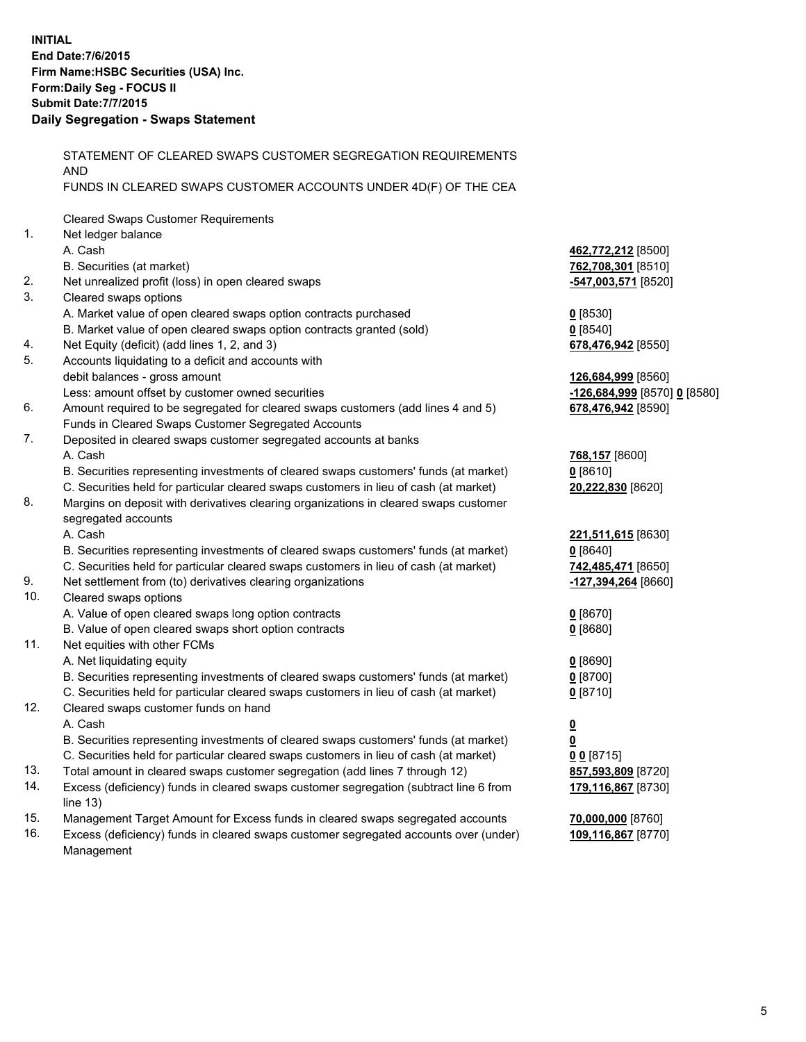**INITIAL**
**End Date:7/6/2015**
**Firm Name:HSBC Securities (USA) Inc.**
**Form:Daily Seg - FOCUS II**
**Submit Date:7/7/2015**
**Daily Segregation - Swaps Statement**

STATEMENT OF CLEARED SWAPS CUSTOMER SEGREGATION REQUIREMENTS AND FUNDS IN CLEARED SWAPS CUSTOMER ACCOUNTS UNDER 4D(F) OF THE CEA

| | | |
|---|---|---|
| | Cleared Swaps Customer Requirements | |
| 1. | Net ledger balance | |
| | A. Cash | **462,772,212** [8500] |
| | B. Securities (at market) | **762,708,301** [8510] |
| 2. | Net unrealized profit (loss) in open cleared swaps | **-547,003,571** [8520] |
| 3. | Cleared swaps options | |
| | A. Market value of open cleared swaps option contracts purchased | **0** [8530] |
| | B. Market value of open cleared swaps option contracts granted (sold) | **0** [8540] |
| 4. | Net Equity (deficit) (add lines 1, 2, and 3) | **678,476,942** [8550] |
| 5. | Accounts liquidating to a deficit and accounts with debit balances - gross amount | **126,684,999** [8560] |
| | Less: amount offset by customer owned securities | **-126,684,999** [8570] **0** [8580] |
| 6. | Amount required to be segregated for cleared swaps customers (add lines 4 and 5) | **678,476,942** [8590] |
| | Funds in Cleared Swaps Customer Segregated Accounts | |
| 7. | Deposited in cleared swaps customer segregated accounts at banks | |
| | A. Cash | **768,157** [8600] |
| | B. Securities representing investments of cleared swaps customers' funds (at market) | **0** [8610] |
| | C. Securities held for particular cleared swaps customers in lieu of cash (at market) | **20,222,830** [8620] |
| 8. | Margins on deposit with derivatives clearing organizations in cleared swaps customer segregated accounts | |
| | A. Cash | **221,511,615** [8630] |
| | B. Securities representing investments of cleared swaps customers' funds (at market) | **0** [8640] |
| | C. Securities held for particular cleared swaps customers in lieu of cash (at market) | **742,485,471** [8650] |
| 9. | Net settlement from (to) derivatives clearing organizations | **-127,394,264** [8660] |
| 10. | Cleared swaps options | |
| | A. Value of open cleared swaps long option contracts | **0** [8670] |
| | B. Value of open cleared swaps short option contracts | **0** [8680] |
| 11. | Net equities with other FCMs | |
| | A. Net liquidating equity | **0** [8690] |
| | B. Securities representing investments of cleared swaps customers' funds (at market) | **0** [8700] |
| | C. Securities held for particular cleared swaps customers in lieu of cash (at market) | **0** [8710] |
| 12. | Cleared swaps customer funds on hand | |
| | A. Cash | **0** |
| | B. Securities representing investments of cleared swaps customers' funds (at market) | **0** |
| | C. Securities held for particular cleared swaps customers in lieu of cash (at market) | **0** **0** [8715] |
| 13. | Total amount in cleared swaps customer segregation (add lines 7 through 12) | **857,593,809** [8720] |
| 14. | Excess (deficiency) funds in cleared swaps customer segregation (subtract line 6 from line 13) | **179,116,867** [8730] |
| 15. | Management Target Amount for Excess funds in cleared swaps segregated accounts | **70,000,000** [8760] |
| 16. | Excess (deficiency) funds in cleared swaps customer segregated accounts over (under) Management | **109,116,867** [8770] |